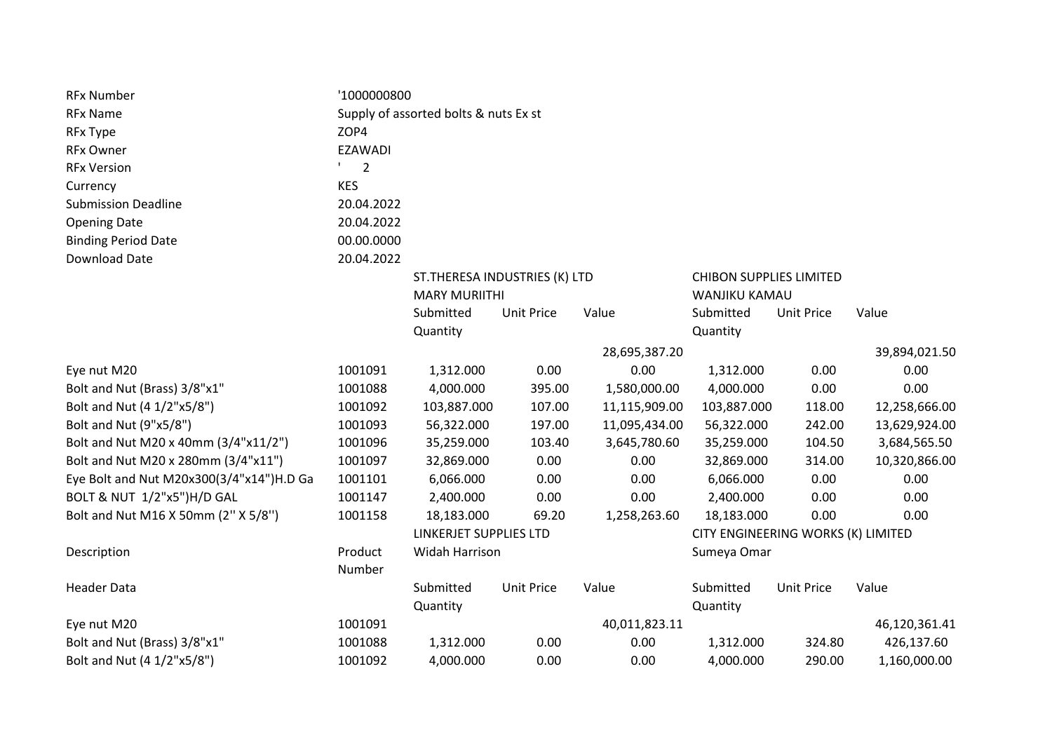| | | | | | | | |
|---|---|---|---|---|---|---|---|
| RFx Number | '1000000800 | | | | | | |
| RFx Name | Supply of assorted bolts & nuts Ex st | | | | | | |
| RFx Type | ZOP4 | | | | | | |
| RFx Owner | EZAWADI | | | | | | |
| RFx Version | ' 2 | | | | | | |
| Currency | KES | | | | | | |
| Submission Deadline | 20.04.2022 | | | | | | |
| Opening Date | 20.04.2022 | | | | | | |
| Binding Period Date | 00.00.0000 | | | | | | |
| Download Date | 20.04.2022 | | | | | | |
| | | ST.THERESA INDUSTRIES (K) LTD | | | CHIBON SUPPLIES LIMITED | | |
| | | MARY MURIITHI | | | WANJIKU KAMAU | | |
| | | Submitted Quantity | Unit Price | Value | Submitted Quantity | Unit Price | Value |
| | | | | 28,695,387.20 | | | 39,894,021.50 |
| Eye nut M20 | 1001091 | 1,312.000 | 0.00 | 0.00 | 1,312.000 | 0.00 | 0.00 |
| Bolt and Nut (Brass) 3/8"x1" | 1001088 | 4,000.000 | 395.00 | 1,580,000.00 | 4,000.000 | 0.00 | 0.00 |
| Bolt and Nut (4 1/2"x5/8") | 1001092 | 103,887.000 | 107.00 | 11,115,909.00 | 103,887.000 | 118.00 | 12,258,666.00 |
| Bolt and Nut (9"x5/8") | 1001093 | 56,322.000 | 197.00 | 11,095,434.00 | 56,322.000 | 242.00 | 13,629,924.00 |
| Bolt and Nut M20 x 40mm (3/4"x11/2") | 1001096 | 35,259.000 | 103.40 | 3,645,780.60 | 35,259.000 | 104.50 | 3,684,565.50 |
| Bolt and Nut M20 x 280mm (3/4"x11") | 1001097 | 32,869.000 | 0.00 | 0.00 | 32,869.000 | 314.00 | 10,320,866.00 |
| Eye Bolt and Nut M20x300(3/4"x14")H.D Ga | 1001101 | 6,066.000 | 0.00 | 0.00 | 6,066.000 | 0.00 | 0.00 |
| BOLT & NUT 1/2"x5")H/D GAL | 1001147 | 2,400.000 | 0.00 | 0.00 | 2,400.000 | 0.00 | 0.00 |
| Bolt and Nut M16 X 50mm (2'' X 5/8'') | 1001158 | 18,183.000 | 69.20 | 1,258,263.60 | 18,183.000 | 0.00 | 0.00 |
| | | LINKERJET SUPPLIES LTD | | | CITY ENGINEERING WORKS (K) LIMITED | | |
| Description | Product Number | Widah Harrison | | | Sumeya Omar | | |
| Header Data | | Submitted Quantity | Unit Price | Value | Submitted Quantity | Unit Price | Value |
| Eye nut M20 | 1001091 | | | 40,011,823.11 | | | 46,120,361.41 |
| Bolt and Nut (Brass) 3/8"x1" | 1001088 | 1,312.000 | 0.00 | 0.00 | 1,312.000 | 324.80 | 426,137.60 |
| Bolt and Nut (4 1/2"x5/8") | 1001092 | 4,000.000 | 0.00 | 0.00 | 4,000.000 | 290.00 | 1,160,000.00 |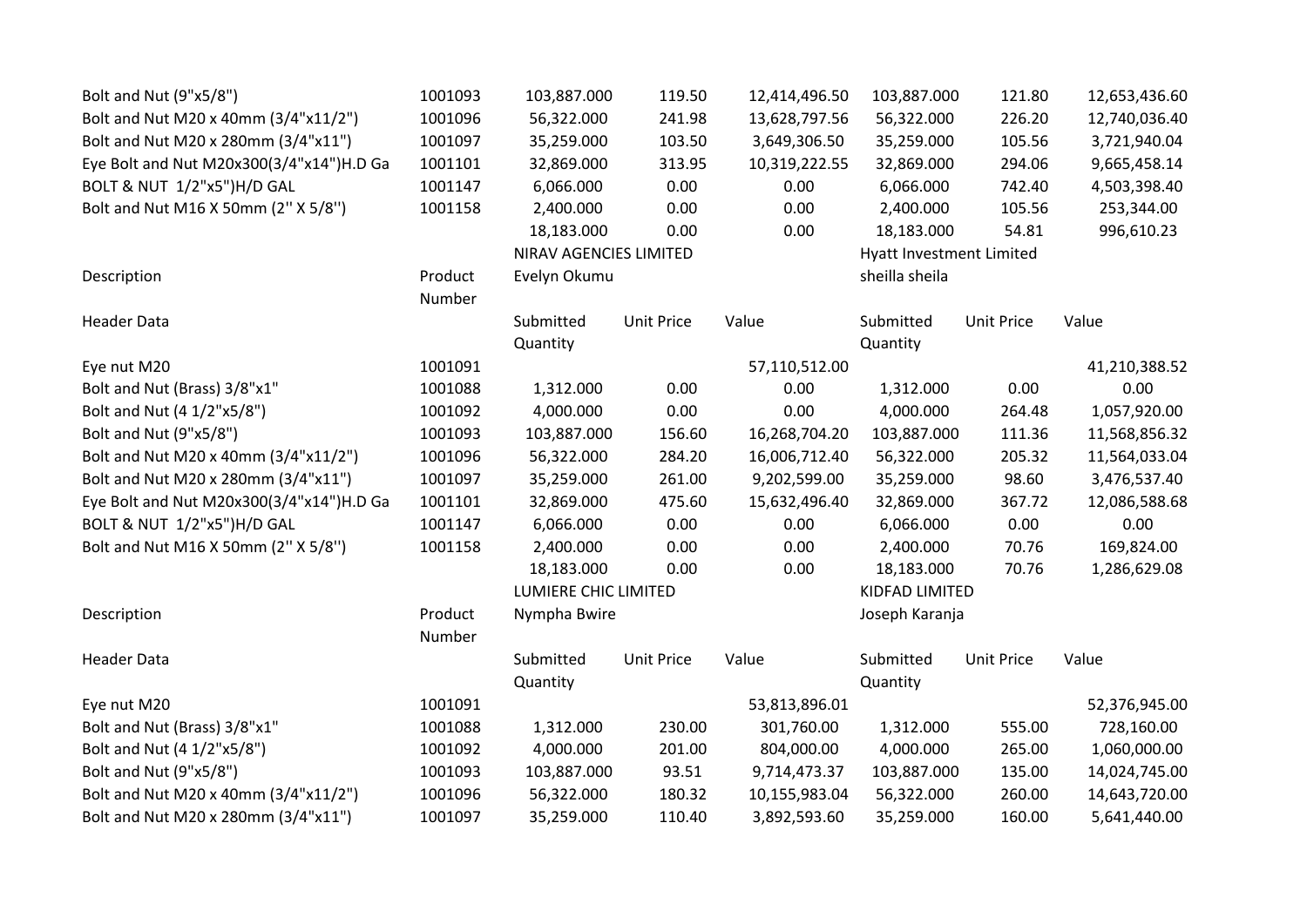| | | | | | | | |
|---|---|---|---|---|---|---|---|
| Bolt and Nut (9"x5/8") | 1001093 | 103,887.000 | 119.50 | 12,414,496.50 | 103,887.000 | 121.80 | 12,653,436.60 |
| Bolt and Nut M20 x 40mm (3/4"x11/2") | 1001096 | 56,322.000 | 241.98 | 13,628,797.56 | 56,322.000 | 226.20 | 12,740,036.40 |
| Bolt and Nut M20 x 280mm (3/4"x11") | 1001097 | 35,259.000 | 103.50 | 3,649,306.50 | 35,259.000 | 105.56 | 3,721,940.04 |
| Eye Bolt and Nut M20x300(3/4"x14")H.D Ga | 1001101 | 32,869.000 | 313.95 | 10,319,222.55 | 32,869.000 | 294.06 | 9,665,458.14 |
| BOLT & NUT 1/2"x5")H/D GAL | 1001147 | 6,066.000 | 0.00 | 0.00 | 6,066.000 | 742.40 | 4,503,398.40 |
| Bolt and Nut M16 X 50mm (2'' X 5/8'') | 1001158 | 2,400.000 | 0.00 | 0.00 | 2,400.000 | 105.56 | 253,344.00 |
| | | 18,183.000 | 0.00 | 0.00 | 18,183.000 | 54.81 | 996,610.23 |

| | | NIRAV AGENCIES LIMITED | | | Hyatt Investment Limited | | |
|---|---|---|---|---|---|---|---|
| Description | Product Number | Evelyn Okumu | | | sheilla sheila | | |
| Header Data | | Submitted Quantity | Unit Price | Value | Submitted Quantity | Unit Price | Value |
| Eye nut M20 | 1001091 | | | 57,110,512.00 | | | 41,210,388.52 |
| Bolt and Nut (Brass) 3/8"x1" | 1001088 | 1,312.000 | 0.00 | 0.00 | 1,312.000 | 0.00 | 0.00 |
| Bolt and Nut (4 1/2"x5/8") | 1001092 | 4,000.000 | 0.00 | 0.00 | 4,000.000 | 264.48 | 1,057,920.00 |
| Bolt and Nut (9"x5/8") | 1001093 | 103,887.000 | 156.60 | 16,268,704.20 | 103,887.000 | 111.36 | 11,568,856.32 |
| Bolt and Nut M20 x 40mm (3/4"x11/2") | 1001096 | 56,322.000 | 284.20 | 16,006,712.40 | 56,322.000 | 205.32 | 11,564,033.04 |
| Bolt and Nut M20 x 280mm (3/4"x11") | 1001097 | 35,259.000 | 261.00 | 9,202,599.00 | 35,259.000 | 98.60 | 3,476,537.40 |
| Eye Bolt and Nut M20x300(3/4"x14")H.D Ga | 1001101 | 32,869.000 | 475.60 | 15,632,496.40 | 32,869.000 | 367.72 | 12,086,588.68 |
| BOLT & NUT 1/2"x5")H/D GAL | 1001147 | 6,066.000 | 0.00 | 0.00 | 6,066.000 | 0.00 | 0.00 |
| Bolt and Nut M16 X 50mm (2'' X 5/8'') | 1001158 | 2,400.000 | 0.00 | 0.00 | 2,400.000 | 70.76 | 169,824.00 |
| | | 18,183.000 | 0.00 | 0.00 | 18,183.000 | 70.76 | 1,286,629.08 |

| | | LUMIERE CHIC LIMITED | | | KIDFAD LIMITED | | |
|---|---|---|---|---|---|---|---|
| Description | Product Number | Nympha Bwire | | | Joseph Karanja | | |
| Header Data | | Submitted Quantity | Unit Price | Value | Submitted Quantity | Unit Price | Value |
| Eye nut M20 | 1001091 | | | 53,813,896.01 | | | 52,376,945.00 |
| Bolt and Nut (Brass) 3/8"x1" | 1001088 | 1,312.000 | 230.00 | 301,760.00 | 1,312.000 | 555.00 | 728,160.00 |
| Bolt and Nut (4 1/2"x5/8") | 1001092 | 4,000.000 | 201.00 | 804,000.00 | 4,000.000 | 265.00 | 1,060,000.00 |
| Bolt and Nut (9"x5/8") | 1001093 | 103,887.000 | 93.51 | 9,714,473.37 | 103,887.000 | 135.00 | 14,024,745.00 |
| Bolt and Nut M20 x 40mm (3/4"x11/2") | 1001096 | 56,322.000 | 180.32 | 10,155,983.04 | 56,322.000 | 260.00 | 14,643,720.00 |
| Bolt and Nut M20 x 280mm (3/4"x11") | 1001097 | 35,259.000 | 110.40 | 3,892,593.60 | 35,259.000 | 160.00 | 5,641,440.00 |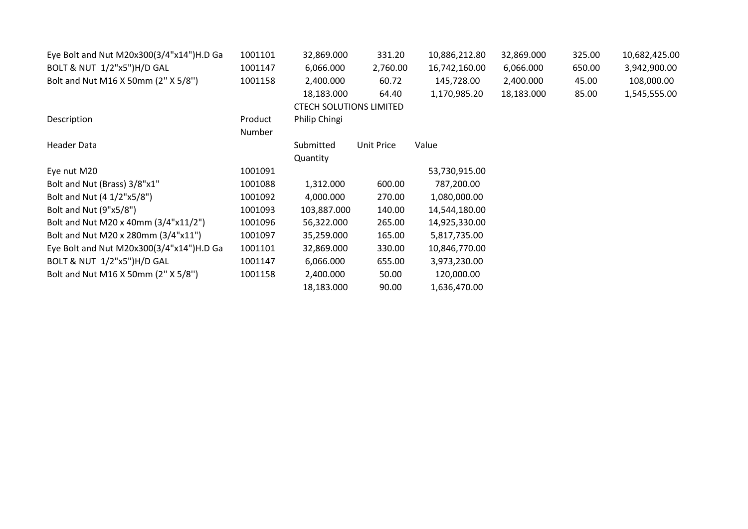| | | | | | | | |
|---|---|---|---|---|---|---|---|
| Eye Bolt and Nut M20x300(3/4"x14")H.D Ga | 1001101 | 32,869.000 | 331.20 | 10,886,212.80 | 32,869.000 | 325.00 | 10,682,425.00 |
| BOLT & NUT 1/2"x5")H/D GAL | 1001147 | 6,066.000 | 2,760.00 | 16,742,160.00 | 6,066.000 | 650.00 | 3,942,900.00 |
| Bolt and Nut M16 X 50mm (2'' X 5/8'') | 1001158 | 2,400.000 | 60.72 | 145,728.00 | 2,400.000 | 45.00 | 108,000.00 |
| | | 18,183.000 | 64.40 | 1,170,985.20 | 18,183.000 | 85.00 | 1,545,555.00 |

| | | | | |
|---|---|---|---|---|
| | | CTECH SOLUTIONS LIMITED | | |
| Description | Product Number | Philip Chingi | | |
| Header Data | | Submitted Quantity | Unit Price | Value |
| Eye nut M20 | 1001091 | | | 53,730,915.00 |
| Bolt and Nut (Brass) 3/8"x1" | 1001088 | 1,312.000 | 600.00 | 787,200.00 |
| Bolt and Nut (4 1/2"x5/8") | 1001092 | 4,000.000 | 270.00 | 1,080,000.00 |
| Bolt and Nut (9"x5/8") | 1001093 | 103,887.000 | 140.00 | 14,544,180.00 |
| Bolt and Nut M20 x 40mm (3/4"x11/2") | 1001096 | 56,322.000 | 265.00 | 14,925,330.00 |
| Bolt and Nut M20 x 280mm (3/4"x11") | 1001097 | 35,259.000 | 165.00 | 5,817,735.00 |
| Eye Bolt and Nut M20x300(3/4"x14")H.D Ga | 1001101 | 32,869.000 | 330.00 | 10,846,770.00 |
| BOLT & NUT 1/2"x5")H/D GAL | 1001147 | 6,066.000 | 655.00 | 3,973,230.00 |
| Bolt and Nut M16 X 50mm (2'' X 5/8'') | 1001158 | 2,400.000 | 50.00 | 120,000.00 |
| | | 18,183.000 | 90.00 | 1,636,470.00 |